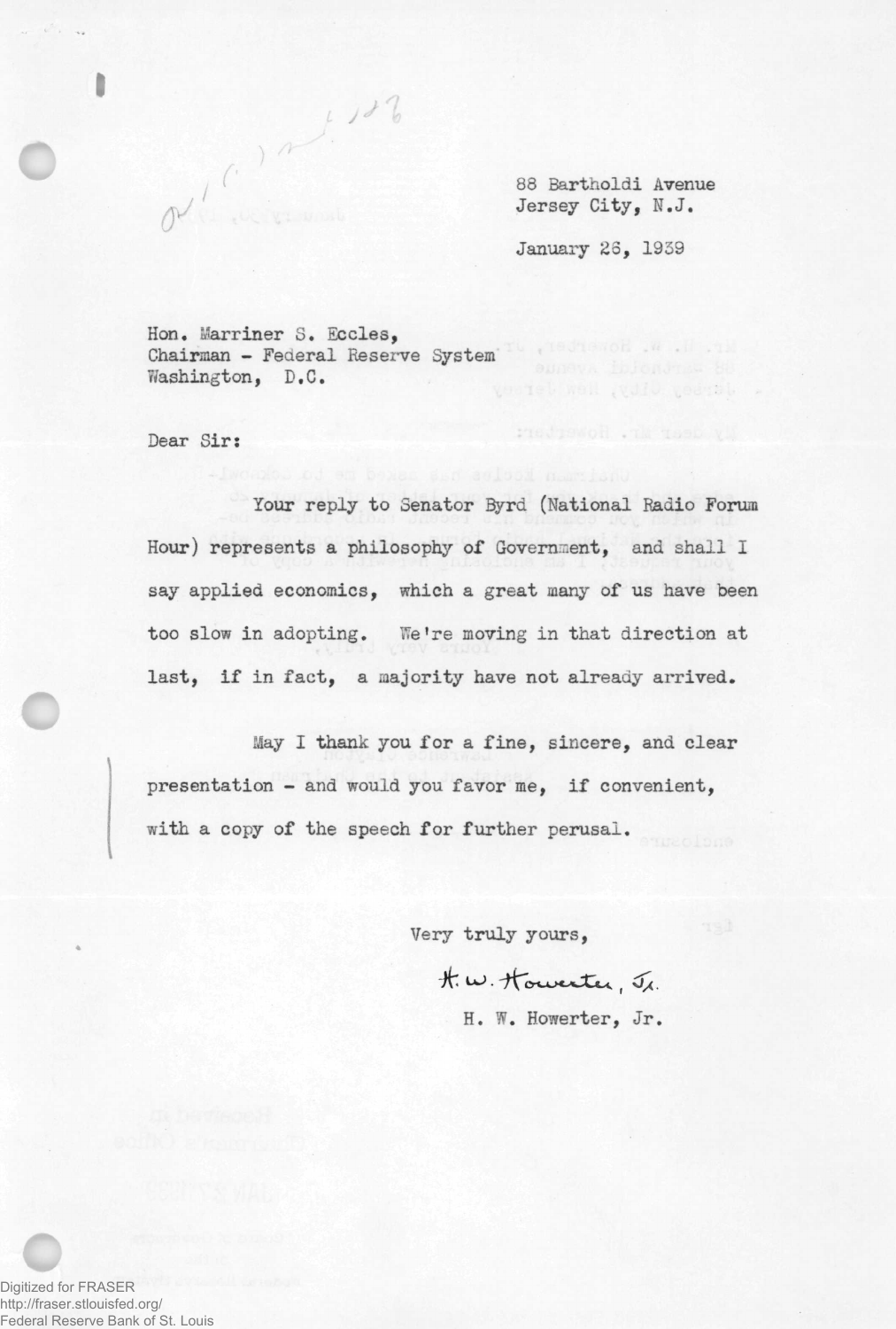88 Bartholdi Avenue
Jersey City, N.J.

January 26, 1939

Hon. Marriner S. Eccles,
Chairman - Federal Reserve System
Washington, D.C.

Dear Sir:

Your reply to Senator Byrd (National Radio Forum Hour) represents a philosophy of Government, and shall I say applied economics, which a great many of us have been too slow in adopting. We're moving in that direction at last, if in fact, a majority have not already arrived.

May I thank you for a fine, sincere, and clear presentation - and would you favor me, if convenient, with a copy of the speech for further perusal.

Very truly yours,

H. W. Howerter, Jr.

H. W. Howerter, Jr.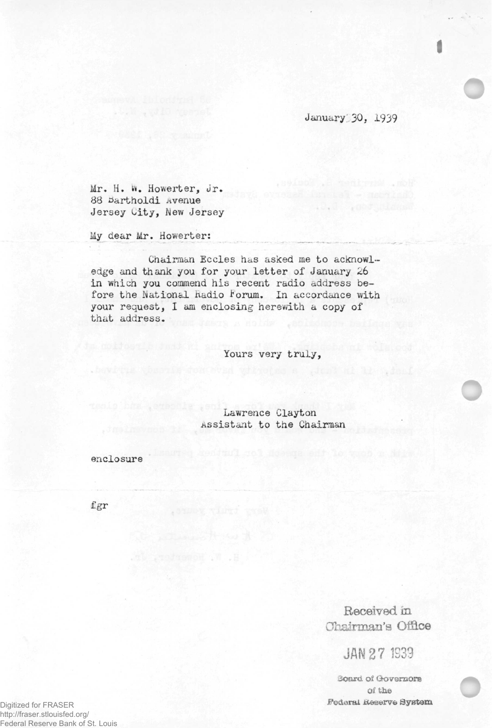January 30, 1939

Mr. H. W. Howerter, Jr.
88 Bartholdi Avenue
Jersey City, New Jersey

My dear Mr. Howerter:

Chairman Eccles has asked me to acknowledge and thank you for your letter of January 26 in which you commend his recent radio address before the National Radio Forum. In accordance with your request, I am enclosing herewith a copy of that address.

Yours very truly,

Lawrence Clayton
Assistant to the Chairman

enclosure

fgr

Received in
Chairman's Office

JAN 27 1939

Board of Governors
of the
Federal Reserve System